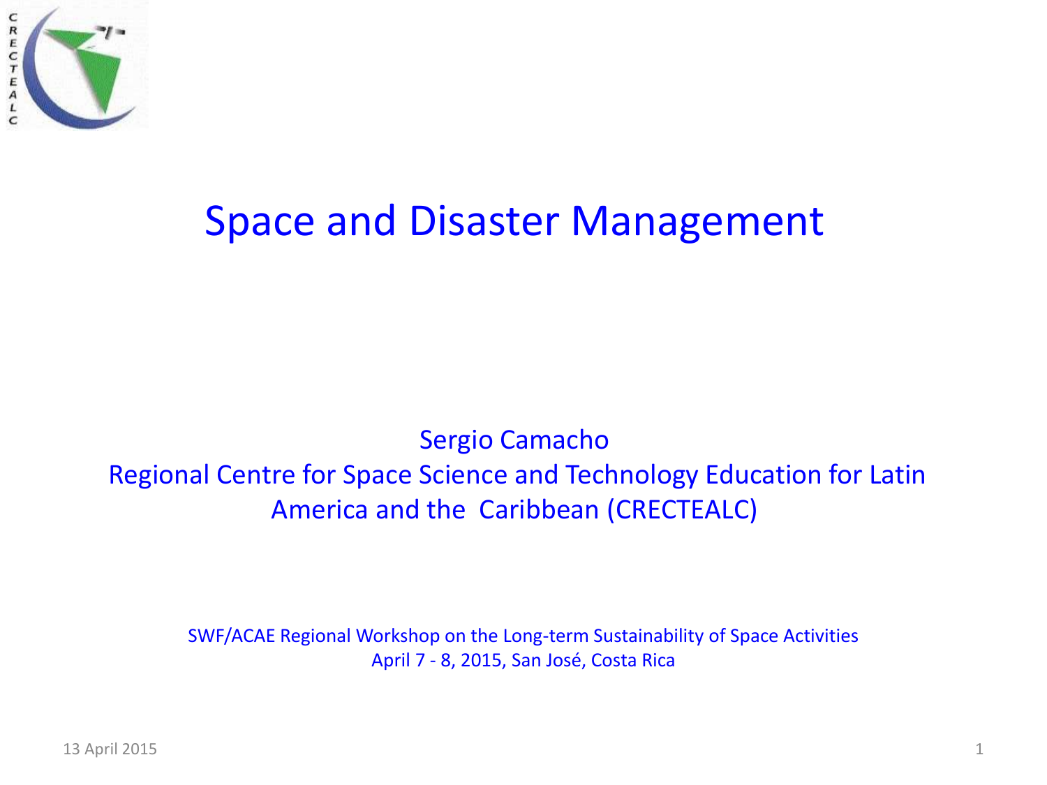# Space and Disaster Management

Sergio Camacho

Regional Centre for Space Science and Technology Education for Latin America and the Caribbean (CRECTEALC)

SWF/ACAE Regional Workshop on the Long-term Sustainability of Space Activities

April 7 - 8, 2015, San José, Costa Rica

13 April 2015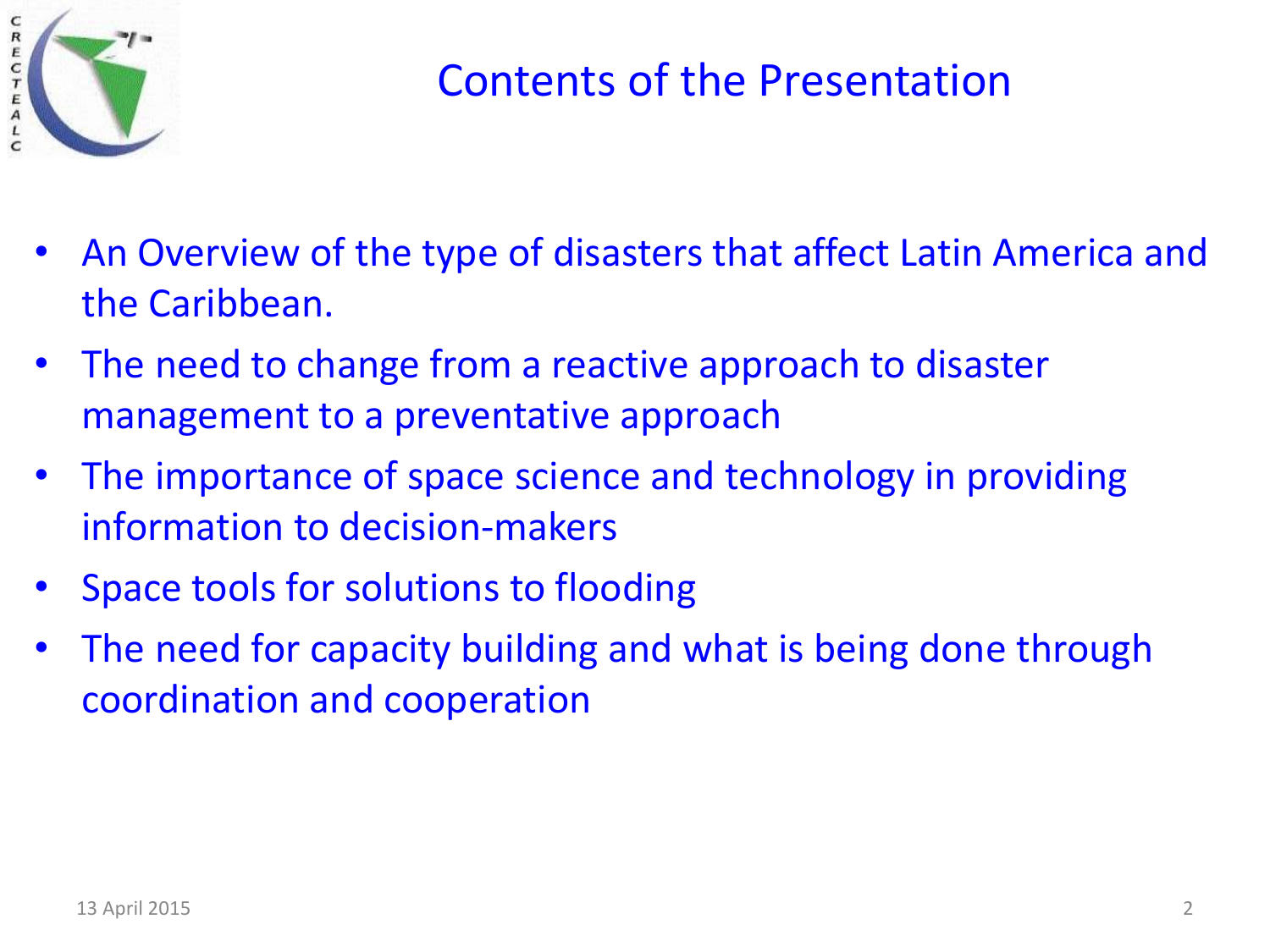# Contents of the Presentation

- An Overview of the type of disasters that affect Latin America and the Caribbean.
- The need to change from a reactive approach to disaster management to a preventative approach
- The importance of space science and technology in providing information to decision-makers
- Space tools for solutions to flooding
- The need for capacity building and what is being done through coordination and cooperation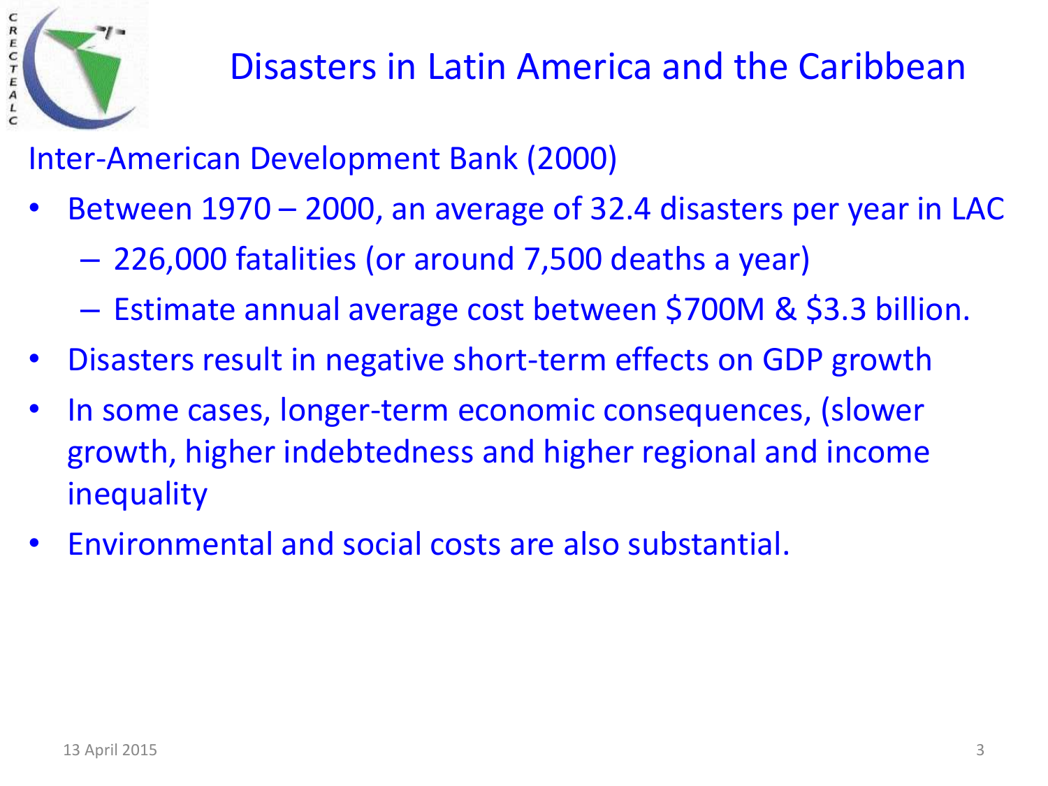# Disasters in Latin America and the Caribbean

Inter-American Development Bank (2000)

- Between 1970 – 2000, an average of 32.4 disasters per year in LAC
  - 226,000 fatalities (or around 7,500 deaths a year)
  - Estimate annual average cost between $700M & $3.3 billion.
- Disasters result in negative short-term effects on GDP growth
- In some cases, longer-term economic consequences, (slower growth, higher indebtedness and higher regional and income inequality
- Environmental and social costs are also substantial.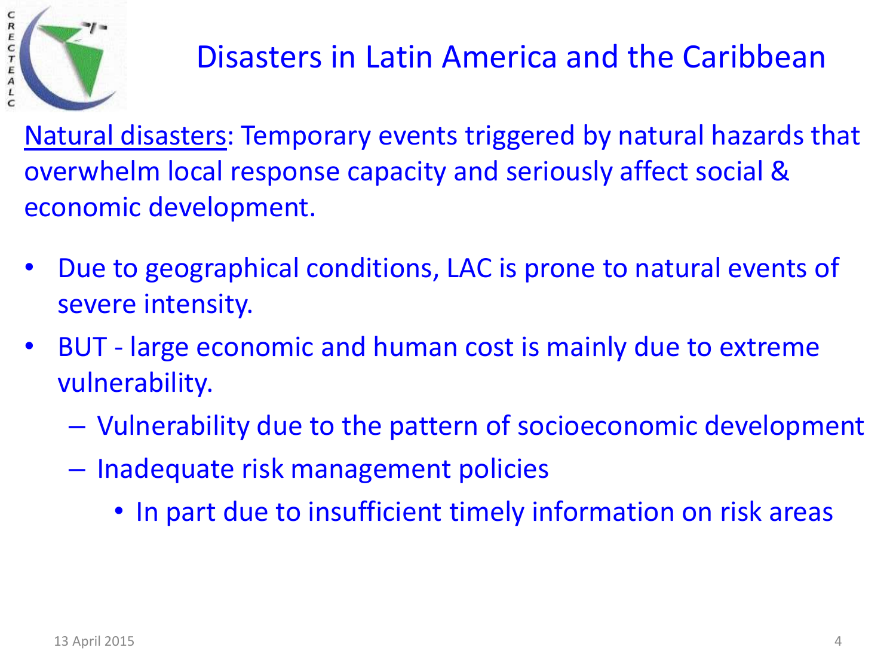# Disasters in Latin America and the Caribbean

Natural disasters: Temporary events triggered by natural hazards that overwhelm local response capacity and seriously affect social & economic development.

- Due to geographical conditions, LAC is prone to natural events of severe intensity.
- BUT - large economic and human cost is mainly due to extreme vulnerability.
  - Vulnerability due to the pattern of socioeconomic development
  - Inadequate risk management policies
    - In part due to insufficient timely information on risk areas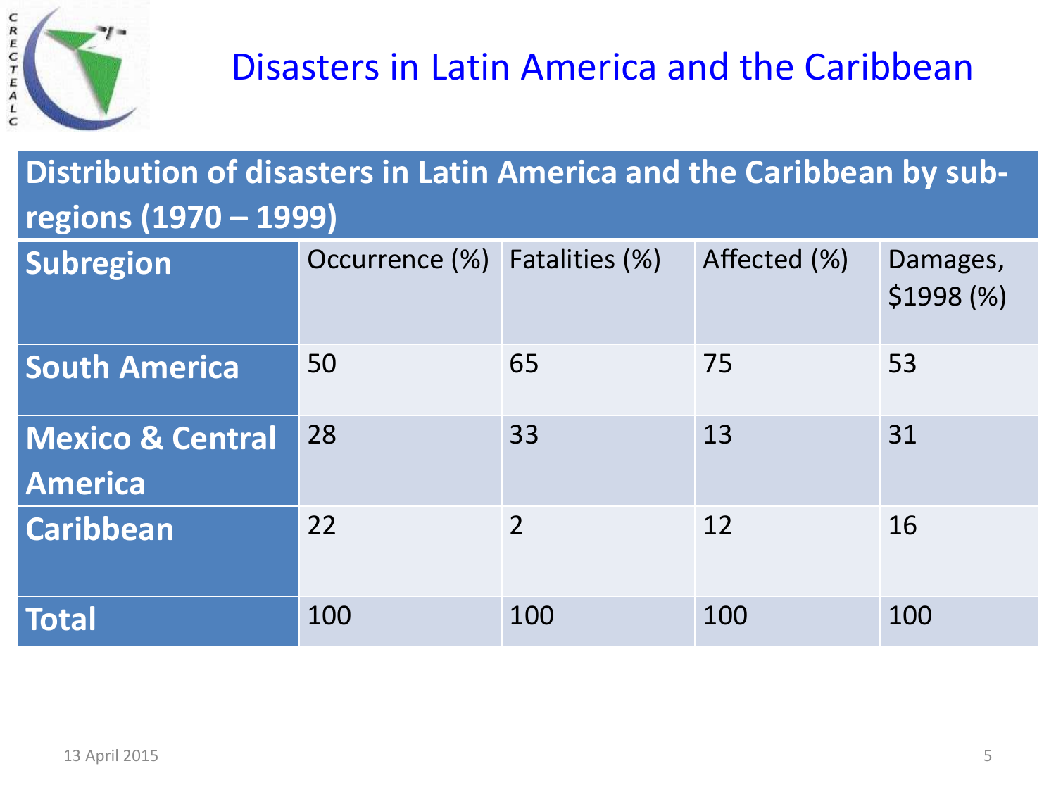# Disasters in Latin America and the Caribbean

| Distribution of disasters in Latin America and the Caribbean by sub-regions (1970 – 1999) | | | | |
|---|---|---|---|---|
| **Subregion** | Occurrence (%) | Fatalities (%) | Affected (%) | Damages, $1998 (%) |
| **South America** | 50 | 65 | 75 | 53 |
| **Mexico & Central America** | 28 | 33 | 13 | 31 |
| **Caribbean** | 22 | 2 | 12 | 16 |
| **Total** | 100 | 100 | 100 | 100 |

13 April 2015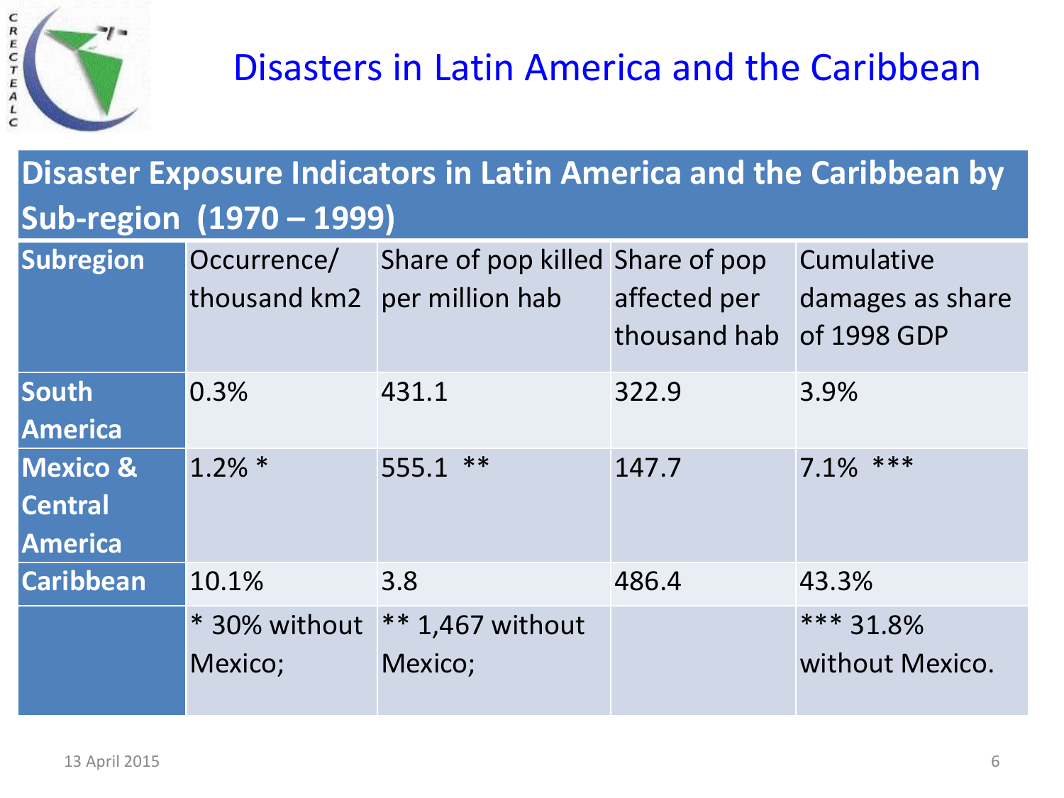# Disasters in Latin America and the Caribbean

**Disaster Exposure Indicators in Latin America and the Caribbean by Sub-region (1970 – 1999)**

| Subregion | Occurrence/ thousand km2 | Share of pop killed per million hab | Share of pop affected per thousand hab | Cumulative damages as share of 1998 GDP |
|---|---|---|---|---|
| **South America** | 0.3% | 431.1 | 322.9 | 3.9% |
| **Mexico & Central America** | 1.2% * | 555.1 ** | 147.7 | 7.1% *** |
| **Caribbean** | 10.1% | 3.8 | 486.4 | 43.3% |
| | * 30% without Mexico; | ** 1,467 without Mexico; | | *** 31.8% without Mexico. |

13 April 2015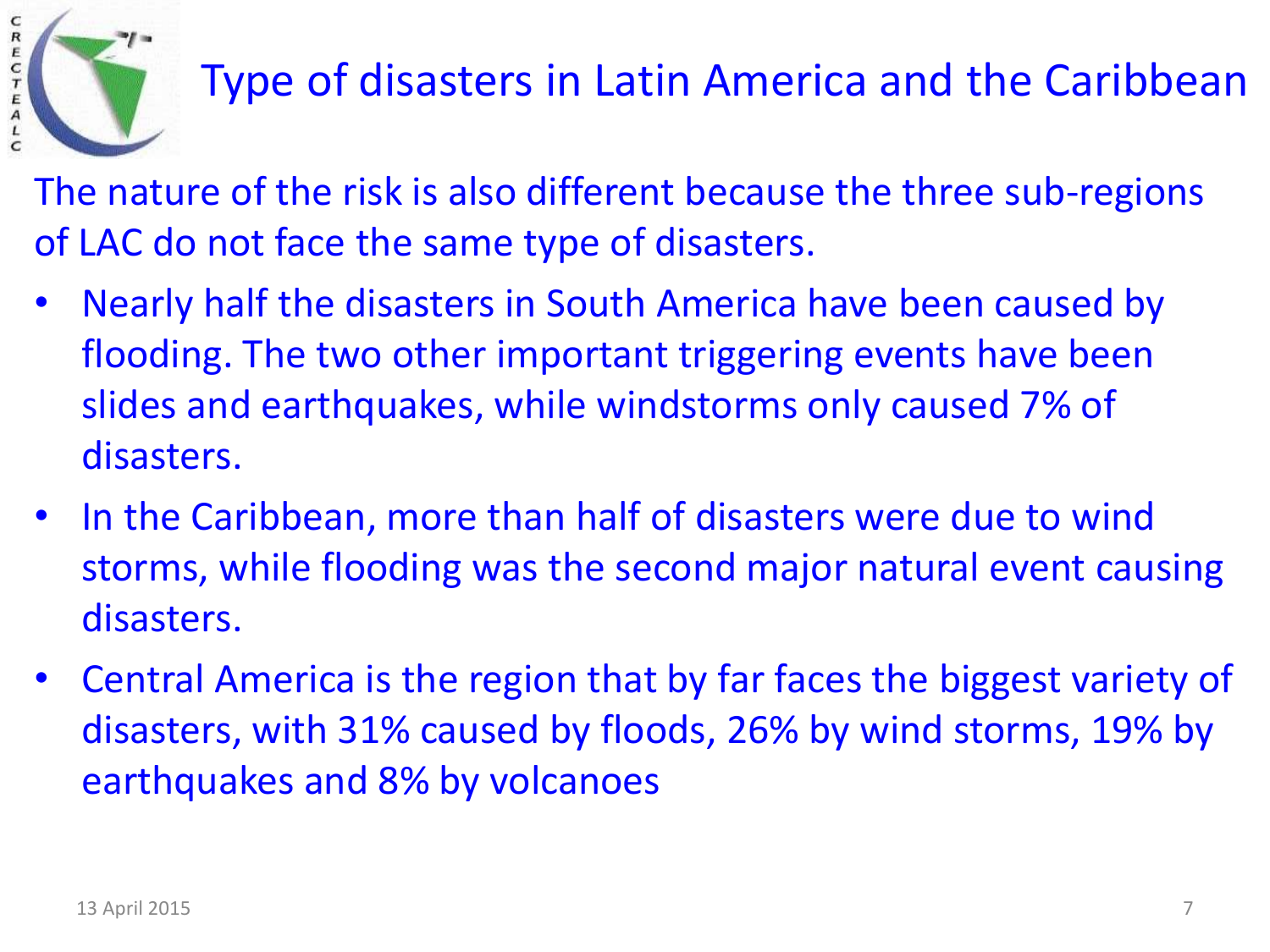# Type of disasters in Latin America and the Caribbean

The nature of the risk is also different because the three sub-regions of LAC do not face the same type of disasters.

- Nearly half the disasters in South America have been caused by flooding. The two other important triggering events have been slides and earthquakes, while windstorms only caused 7% of disasters.
- In the Caribbean, more than half of disasters were due to wind storms, while flooding was the second major natural event causing disasters.
- Central America is the region that by far faces the biggest variety of disasters, with 31% caused by floods, 26% by wind storms, 19% by earthquakes and 8% by volcanoes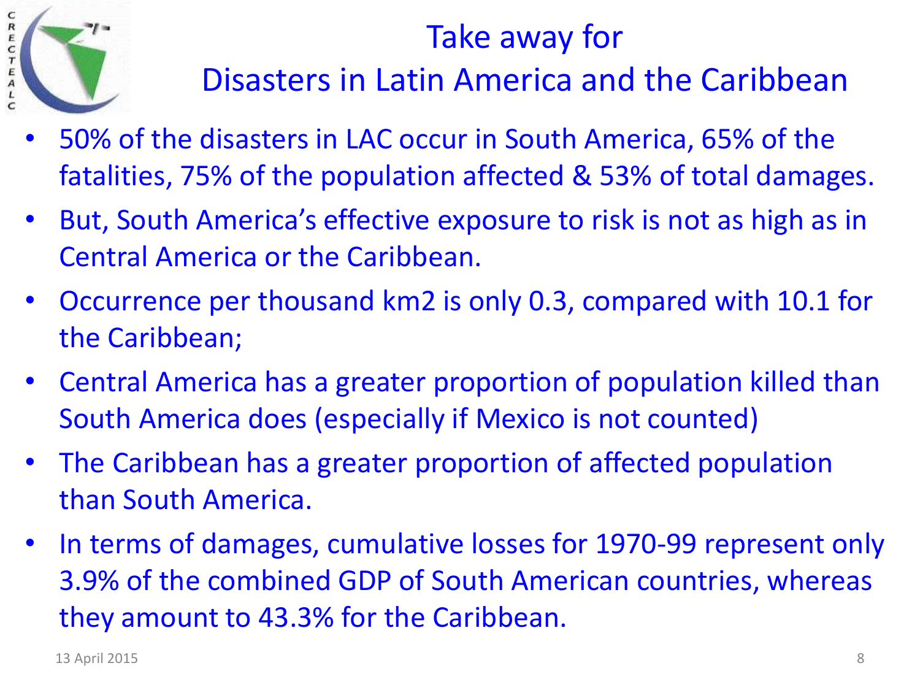# Take away for Disasters in Latin America and the Caribbean

- 50% of the disasters in LAC occur in South America, 65% of the fatalities, 75% of the population affected & 53% of total damages.
- But, South America's effective exposure to risk is not as high as in Central America or the Caribbean.
- Occurrence per thousand km2 is only 0.3, compared with 10.1 for the Caribbean;
- Central America has a greater proportion of population killed than South America does (especially if Mexico is not counted)
- The Caribbean has a greater proportion of affected population than South America.
- In terms of damages, cumulative losses for 1970-99 represent only 3.9% of the combined GDP of South American countries, whereas they amount to 43.3% for the Caribbean.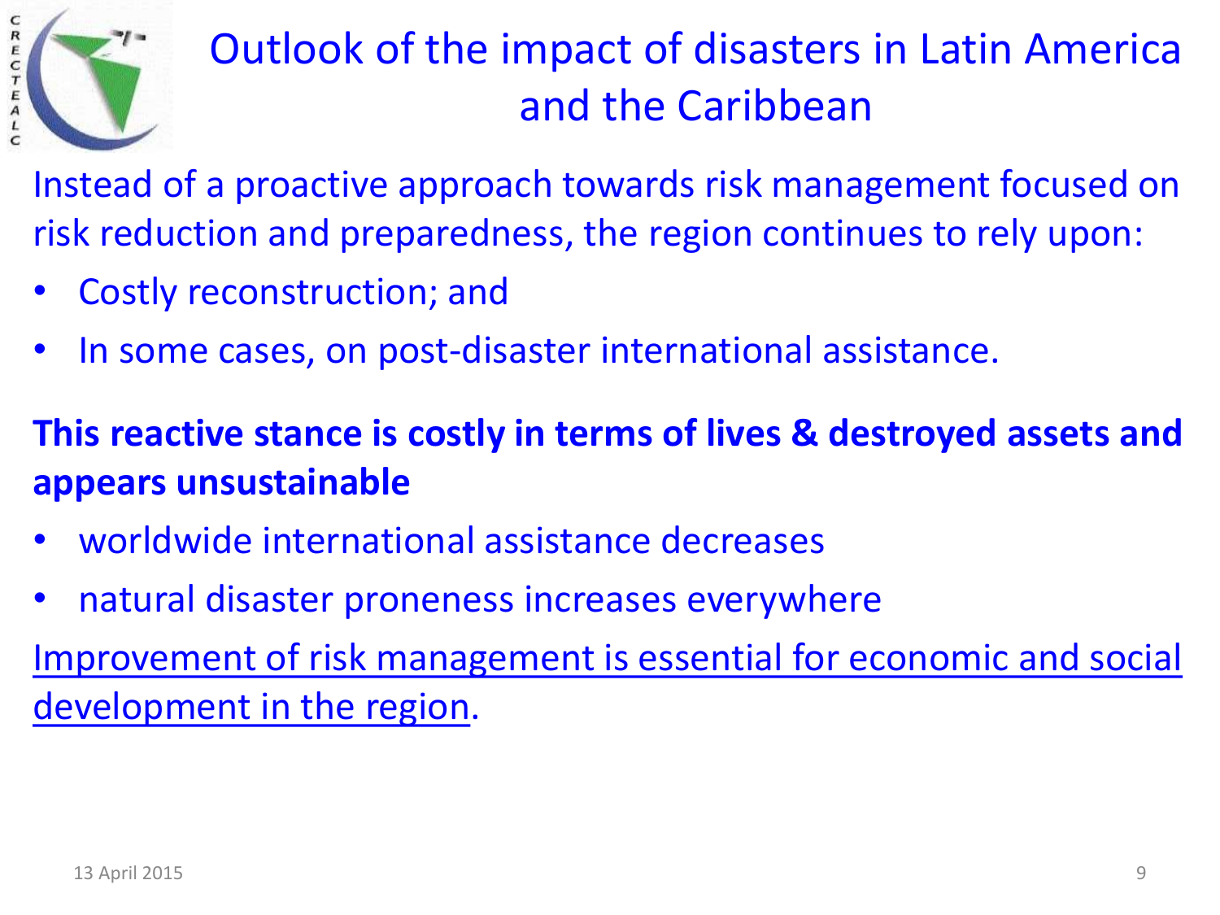# Outlook of the impact of disasters in Latin America and the Caribbean

Instead of a proactive approach towards risk management focused on risk reduction and preparedness, the region continues to rely upon:

- Costly reconstruction; and
- In some cases, on post-disaster international assistance.

**This reactive stance is costly in terms of lives & destroyed assets and appears unsustainable**

- worldwide international assistance decreases
- natural disaster proneness increases everywhere

<u>Improvement of risk management is essential for economic and social development in the region</u>.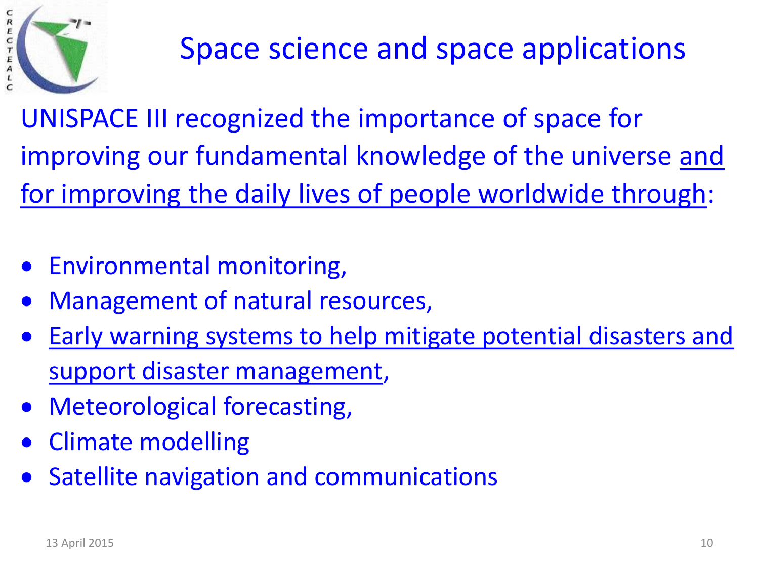# Space science and space applications

UNISPACE III recognized the importance of space for improving our fundamental knowledge of the universe <u>and for improving the daily lives of people worldwide through</u>:

- Environmental monitoring,
- Management of natural resources,
- <u>Early warning systems to help mitigate potential disasters and support disaster management</u>,
- Meteorological forecasting,
- Climate modelling
- Satellite navigation and communications

13 April 2015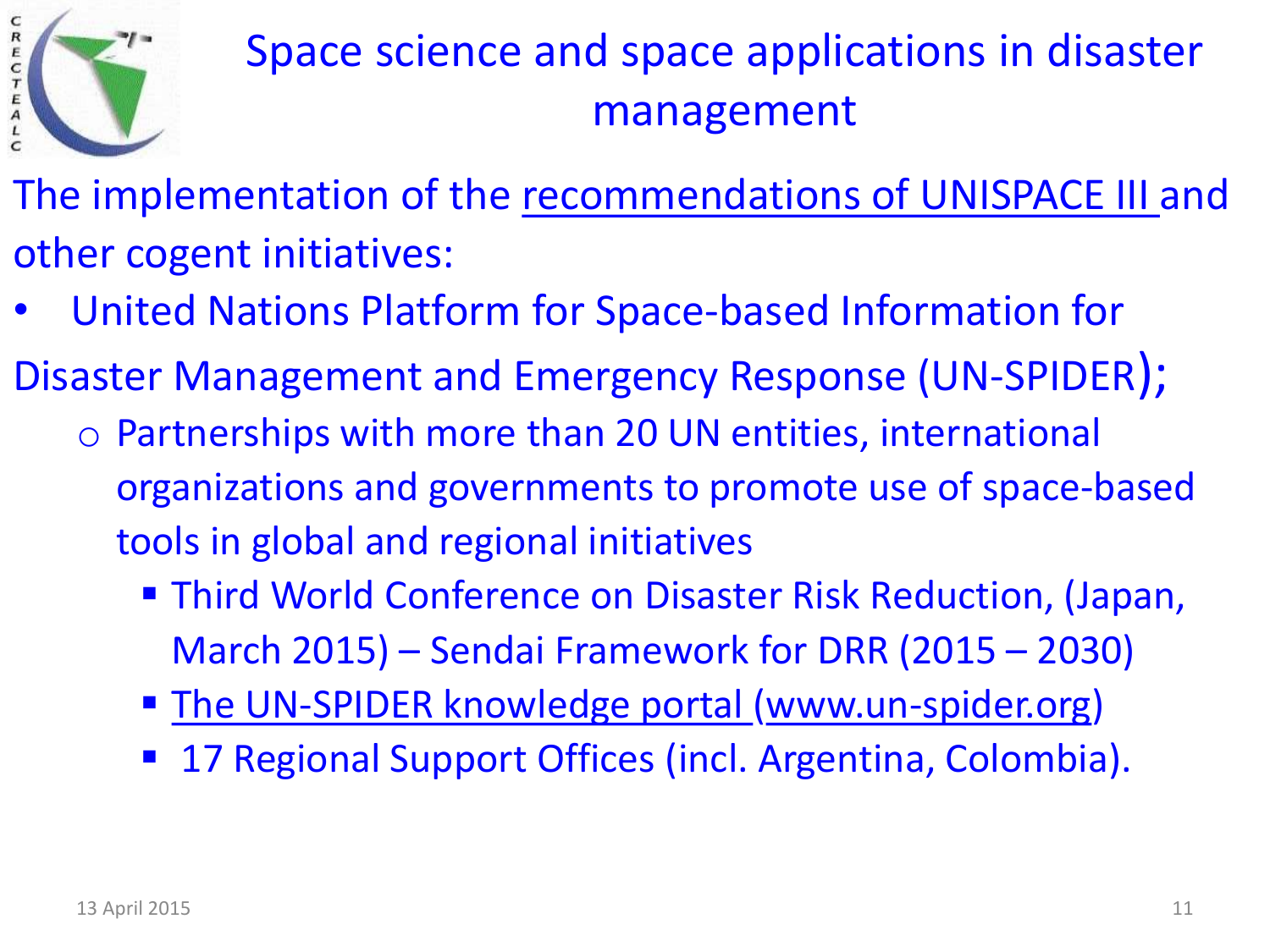# Space science and space applications in disaster management

The implementation of the recommendations of UNISPACE III and other cogent initiatives:

- United Nations Platform for Space-based Information for Disaster Management and Emergency Response (UN-SPIDER);
  - Partnerships with more than 20 UN entities, international organizations and governments to promote use of space-based tools in global and regional initiatives
    - Third World Conference on Disaster Risk Reduction, (Japan, March 2015) – Sendai Framework for DRR (2015 – 2030)
    - The UN-SPIDER knowledge portal (www.un-spider.org)
    - 17 Regional Support Offices (incl. Argentina, Colombia).

13 April 2015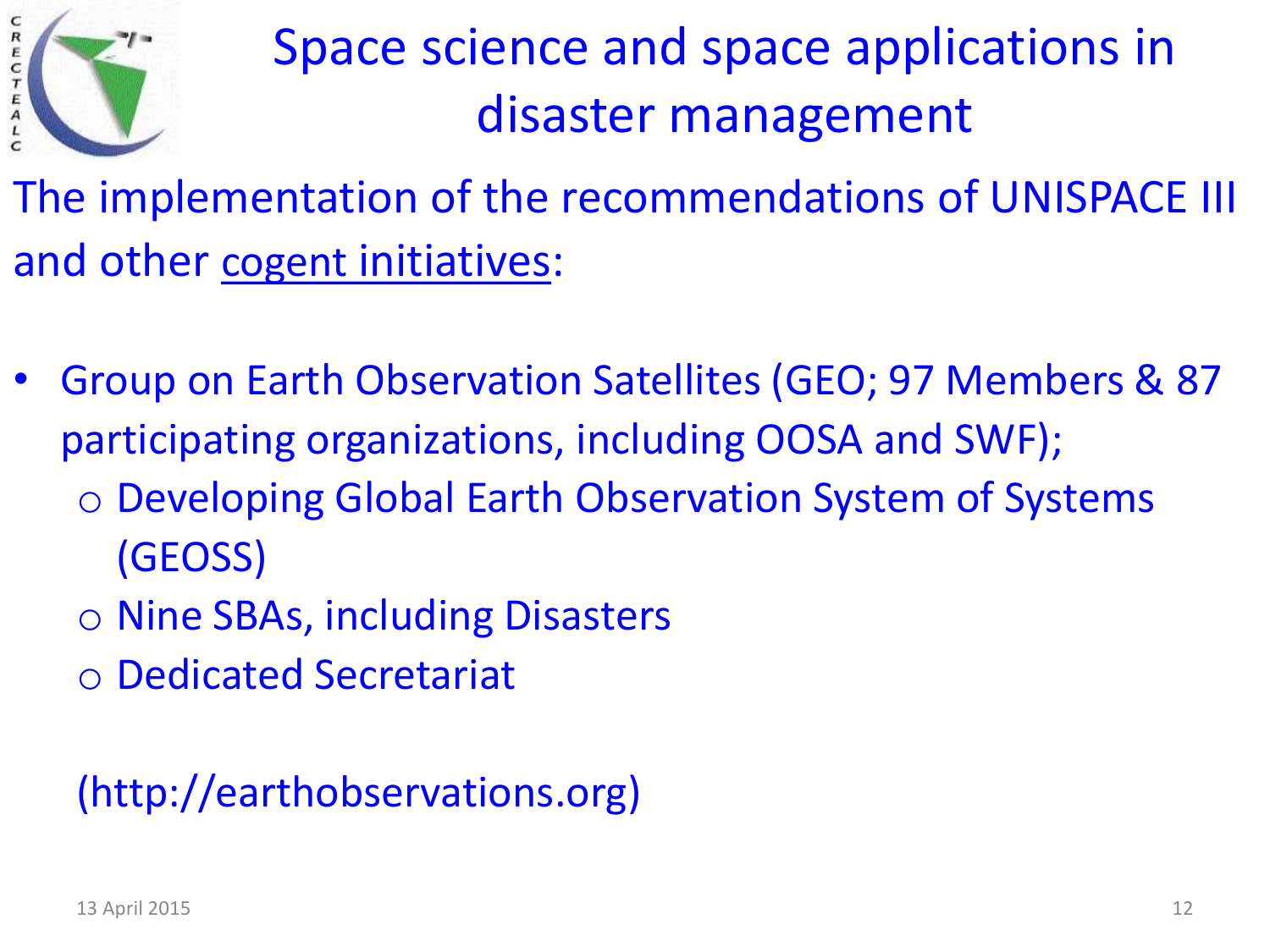# Space science and space applications in disaster management

The implementation of the recommendations of UNISPACE III and other cogent initiatives:

- Group on Earth Observation Satellites (GEO; 97 Members & 87 participating organizations, including OOSA and SWF);
  - Developing Global Earth Observation System of Systems (GEOSS)
  - Nine SBAs, including Disasters
  - Dedicated Secretariat

(http://earthobservations.org)

13 April 2015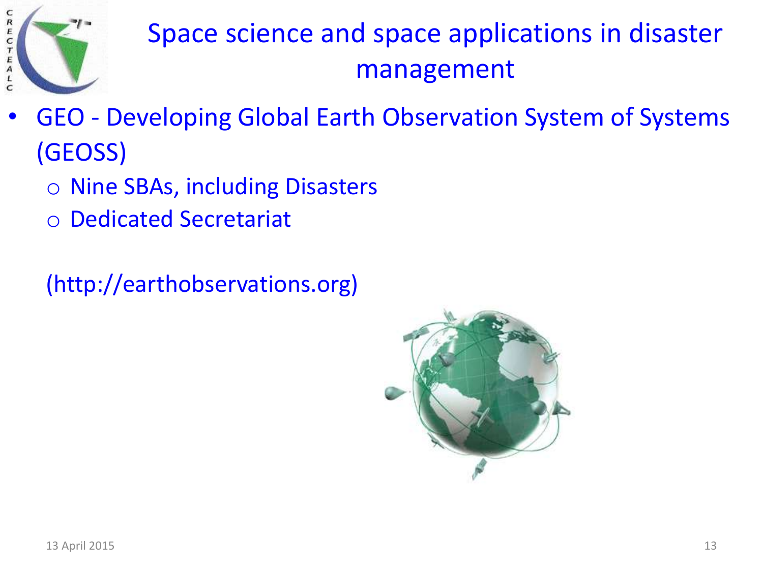# Space science and space applications in disaster management

- GEO - Developing Global Earth Observation System of Systems (GEOSS)
  - Nine SBAs, including Disasters
  - Dedicated Secretariat

(http://earthobservations.org)

13 April 2015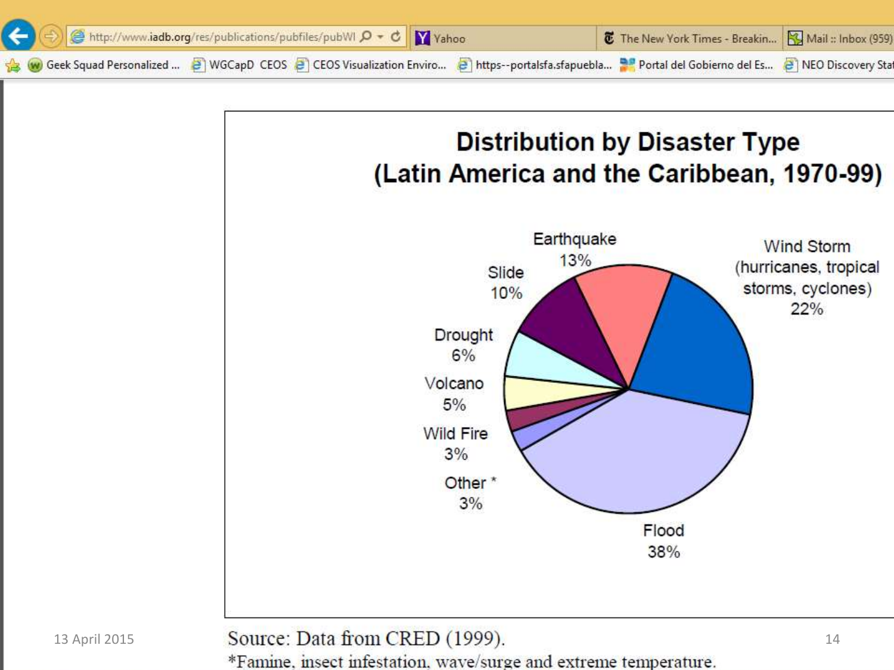## Distribution by Disaster Type
## (Latin America and the Caribbean, 1970-99)

Earthquake 13%

Wind Storm (hurricanes, tropical storms, cyclones) 22%

Slide 10%

Drought 6%

Volcano 5%

Wild Fire 3%

Other * 3%

Flood 38%

Source: Data from CRED (1999).

*Famine, insect infestation, wave/surge and extreme temperature.

13 April 2015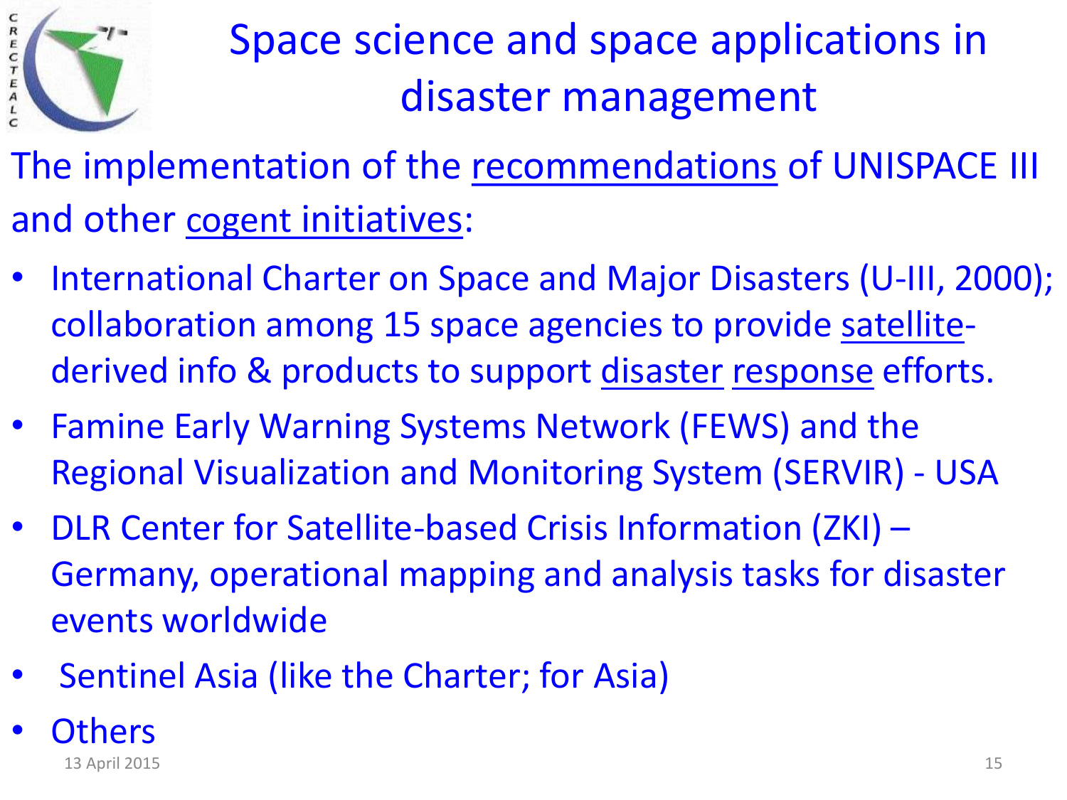# Space science and space applications in disaster management

The implementation of the recommendations of UNISPACE III and other cogent initiatives:

- International Charter on Space and Major Disasters (U-III, 2000); collaboration among 15 space agencies to provide satellite-derived info & products to support disaster response efforts.
- Famine Early Warning Systems Network (FEWS) and the Regional Visualization and Monitoring System (SERVIR) - USA
- DLR Center for Satellite-based Crisis Information (ZKI) – Germany, operational mapping and analysis tasks for disaster events worldwide
- Sentinel Asia (like the Charter; for Asia)
- Others

13 April 2015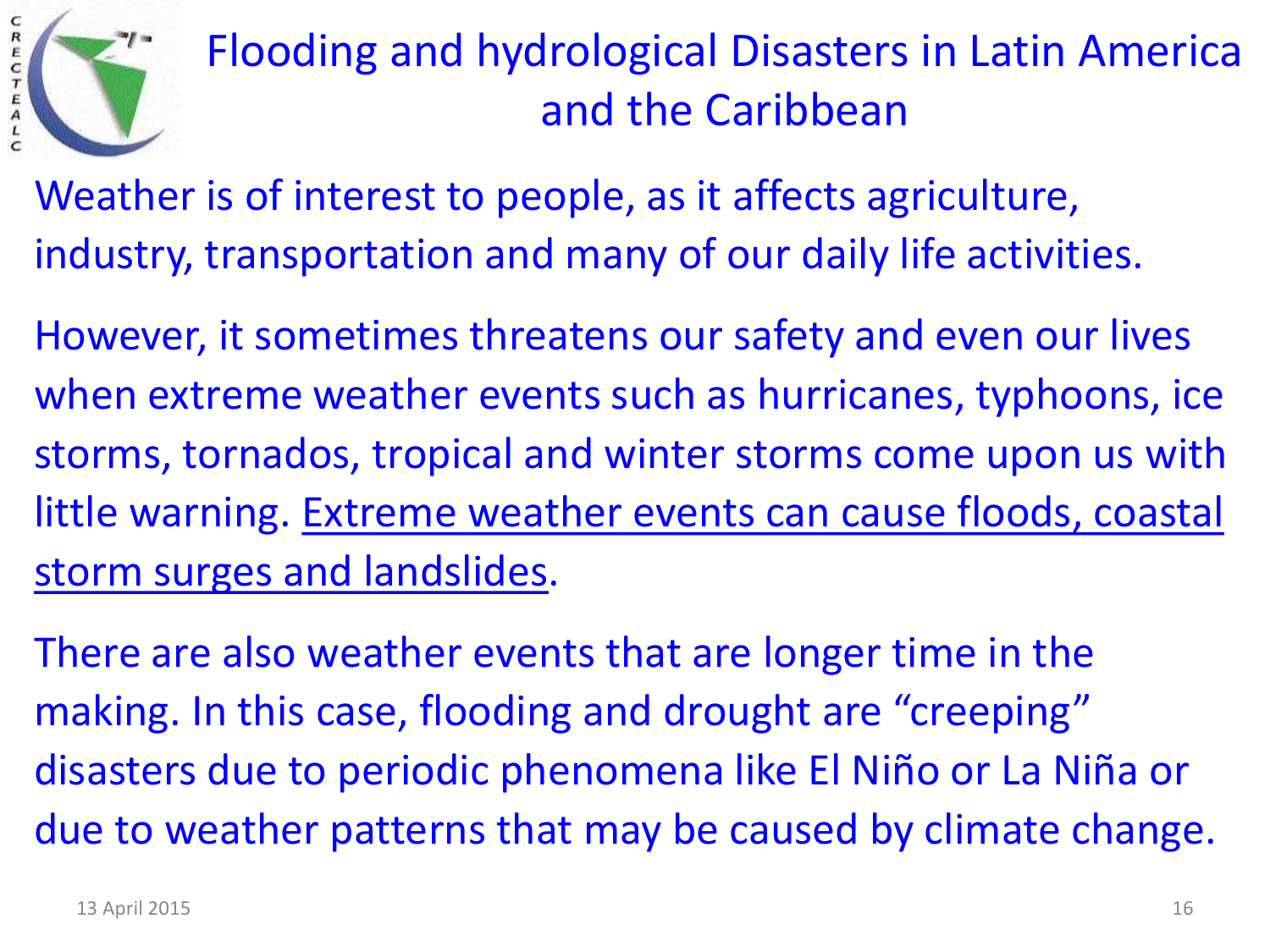# Flooding and hydrological Disasters in Latin America and the Caribbean

Weather is of interest to people, as it affects agriculture, industry, transportation and many of our daily life activities.

However, it sometimes threatens our safety and even our lives when extreme weather events such as hurricanes, typhoons, ice storms, tornados, tropical and winter storms come upon us with little warning. <u>Extreme weather events can cause floods, coastal storm surges and landslides</u>.

There are also weather events that are longer time in the making. In this case, flooding and drought are "creeping" disasters due to periodic phenomena like El Niño or La Niña or due to weather patterns that may be caused by climate change.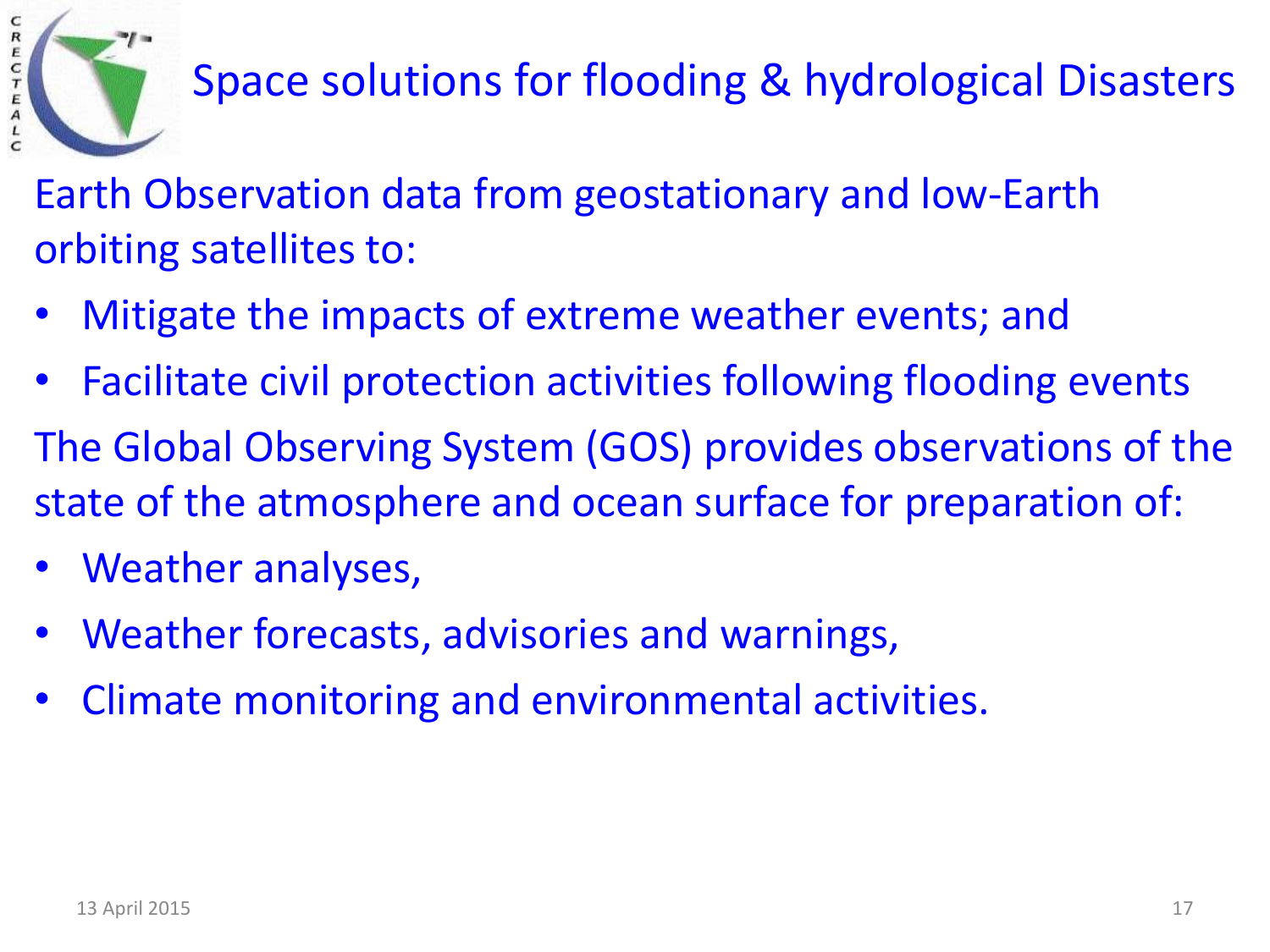# Space solutions for flooding & hydrological Disasters

Earth Observation data from geostationary and low-Earth orbiting satellites to:

- Mitigate the impacts of extreme weather events; and
- Facilitate civil protection activities following flooding events

The Global Observing System (GOS) provides observations of the state of the atmosphere and ocean surface for preparation of:

- Weather analyses,
- Weather forecasts, advisories and warnings,
- Climate monitoring and environmental activities.

13 April 2015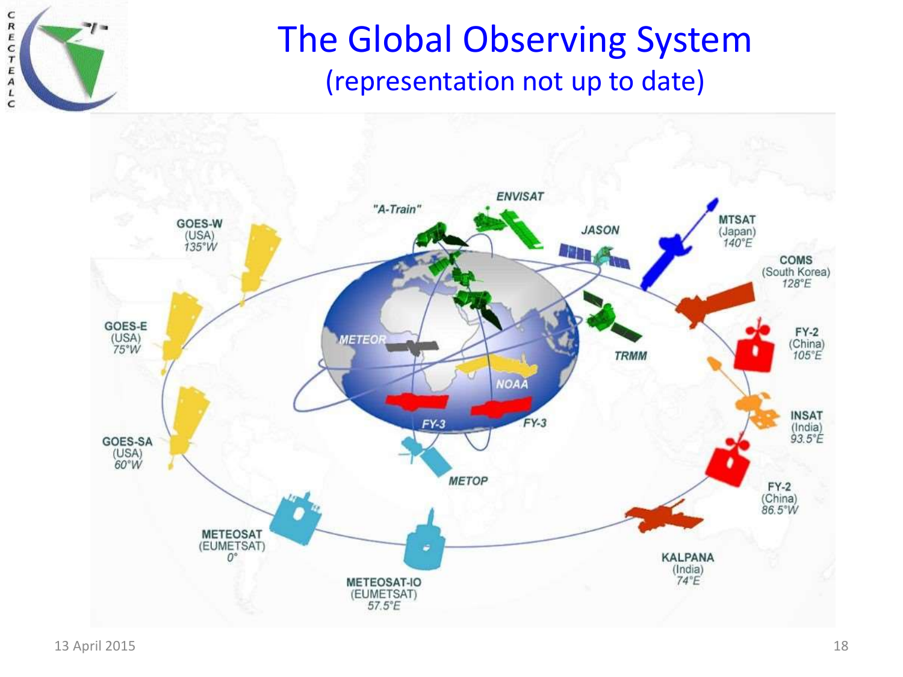# The Global Observing System

## (representation not up to date)

"A-Train"

ENVISAT

JASON

MTSAT (Japan) 140°E

COMS (South Korea) 128°E

FY-2 (China) 105°E

INSAT (India) 93.5°E

FY-2 (China) 86.5°W

KALPANA (India) 74°E

METEOSAT-IO (EUMETSAT) 57.5°E

METEOSAT (EUMETSAT) 0°

GOES-SA (USA) 60°W

GOES-E (USA) 75°W

GOES-W (USA) 135°W

METEOR

NOAA

TRMM

FY-3

FY-3

METOP

13 April 2015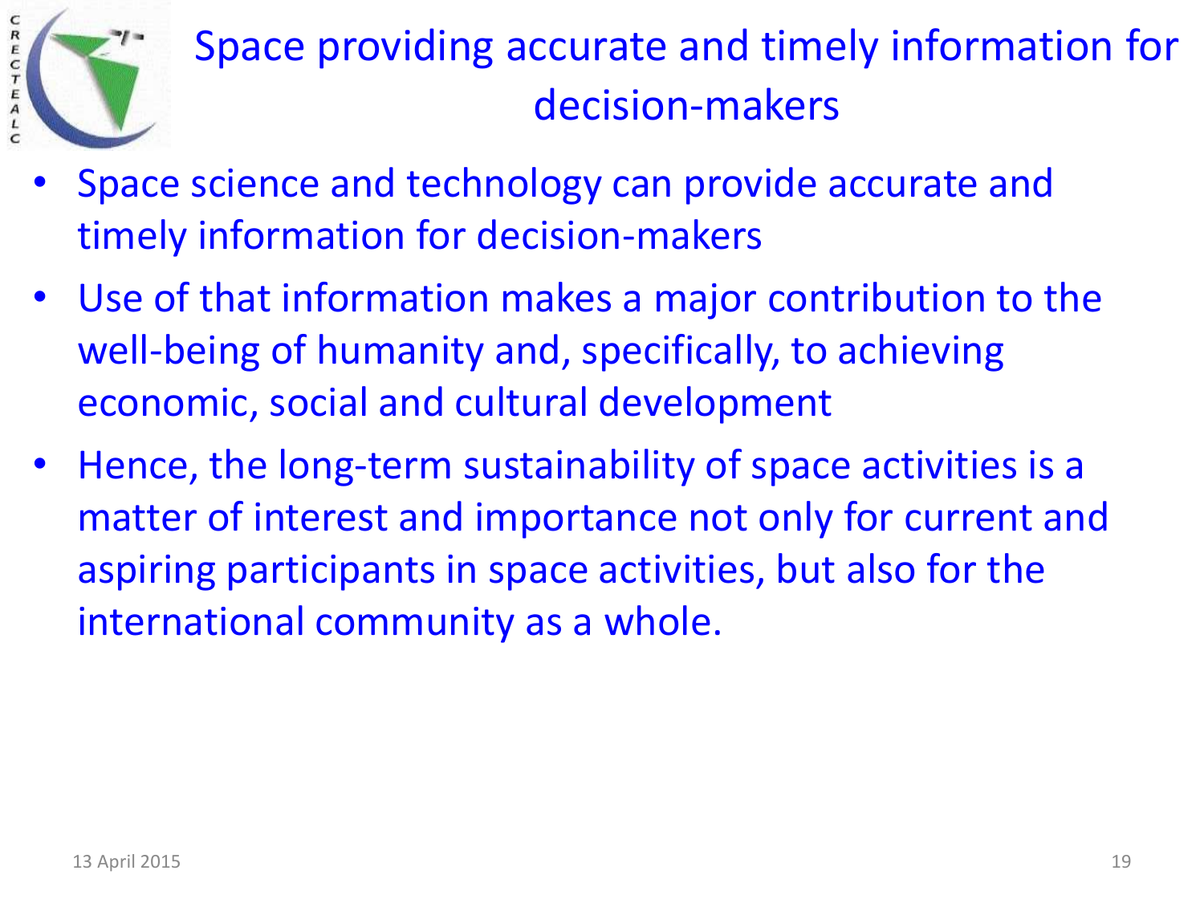# Space providing accurate and timely information for decision-makers

- Space science and technology can provide accurate and timely information for decision-makers
- Use of that information makes a major contribution to the well-being of humanity and, specifically, to achieving economic, social and cultural development
- Hence, the long-term sustainability of space activities is a matter of interest and importance not only for current and aspiring participants in space activities, but also for the international community as a whole.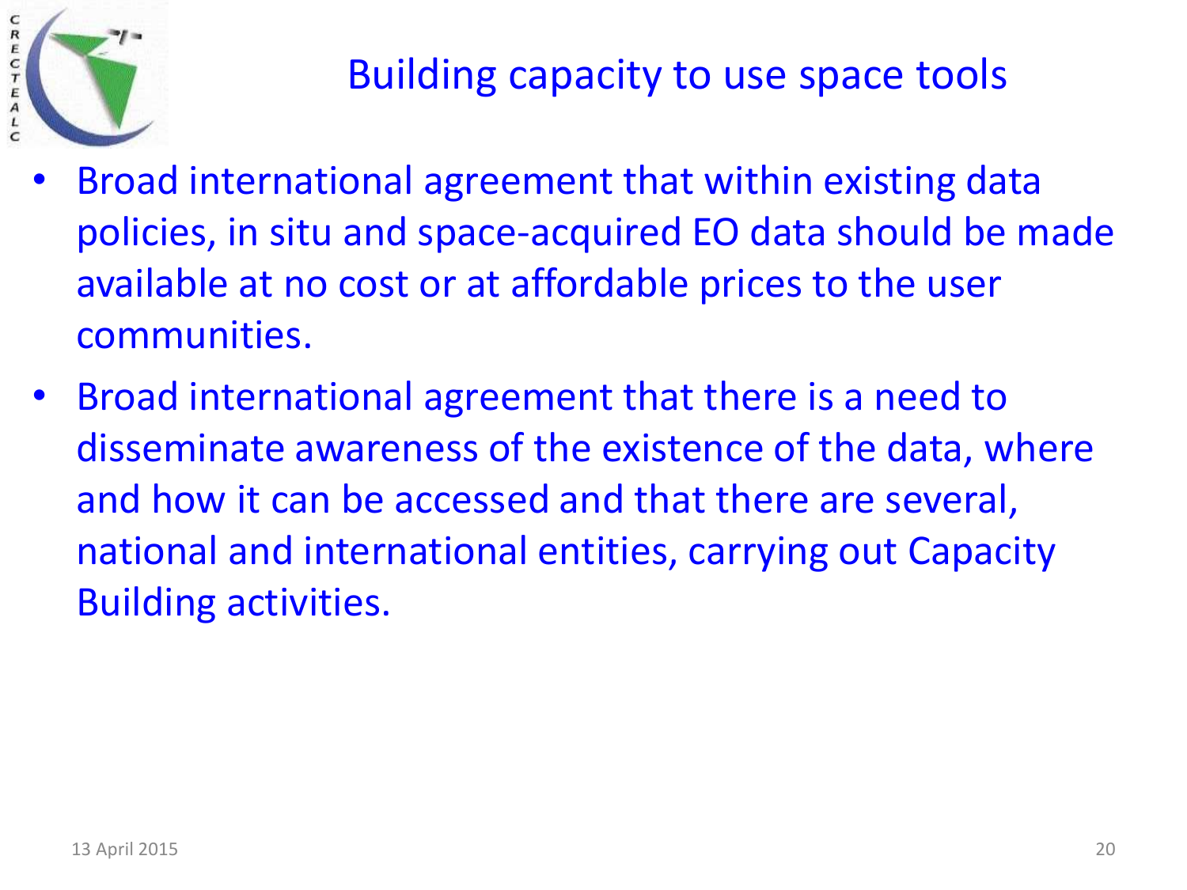# Building capacity to use space tools

- Broad international agreement that within existing data policies, in situ and space-acquired EO data should be made available at no cost or at affordable prices to the user communities.
- Broad international agreement that there is a need to disseminate awareness of the existence of the data, where and how it can be accessed and that there are several, national and international entities, carrying out Capacity Building activities.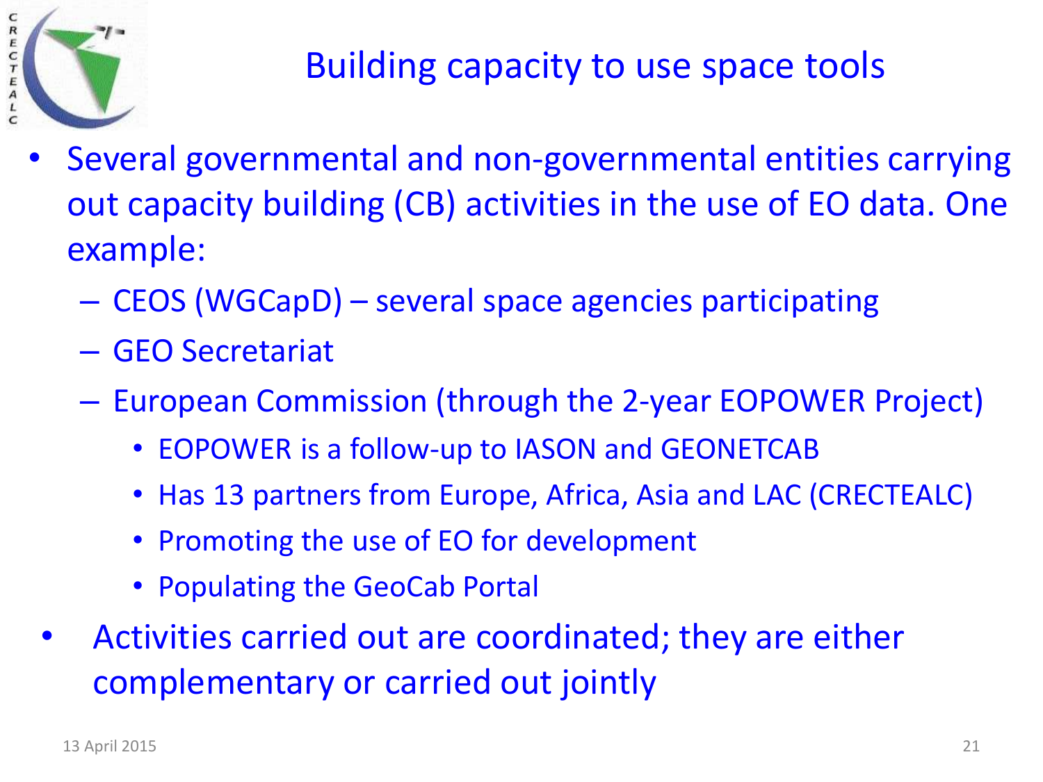# Building capacity to use space tools

- Several governmental and non-governmental entities carrying out capacity building (CB) activities in the use of EO data. One example:
  - CEOS (WGCapD) – several space agencies participating
  - GEO Secretariat
  - European Commission (through the 2-year EOPOWER Project)
    - EOPOWER is a follow-up to IASON and GEONETCAB
    - Has 13 partners from Europe, Africa, Asia and LAC (CRECTEALC)
    - Promoting the use of EO for development
    - Populating the GeoCab Portal
- Activities carried out are coordinated; they are either complementary or carried out jointly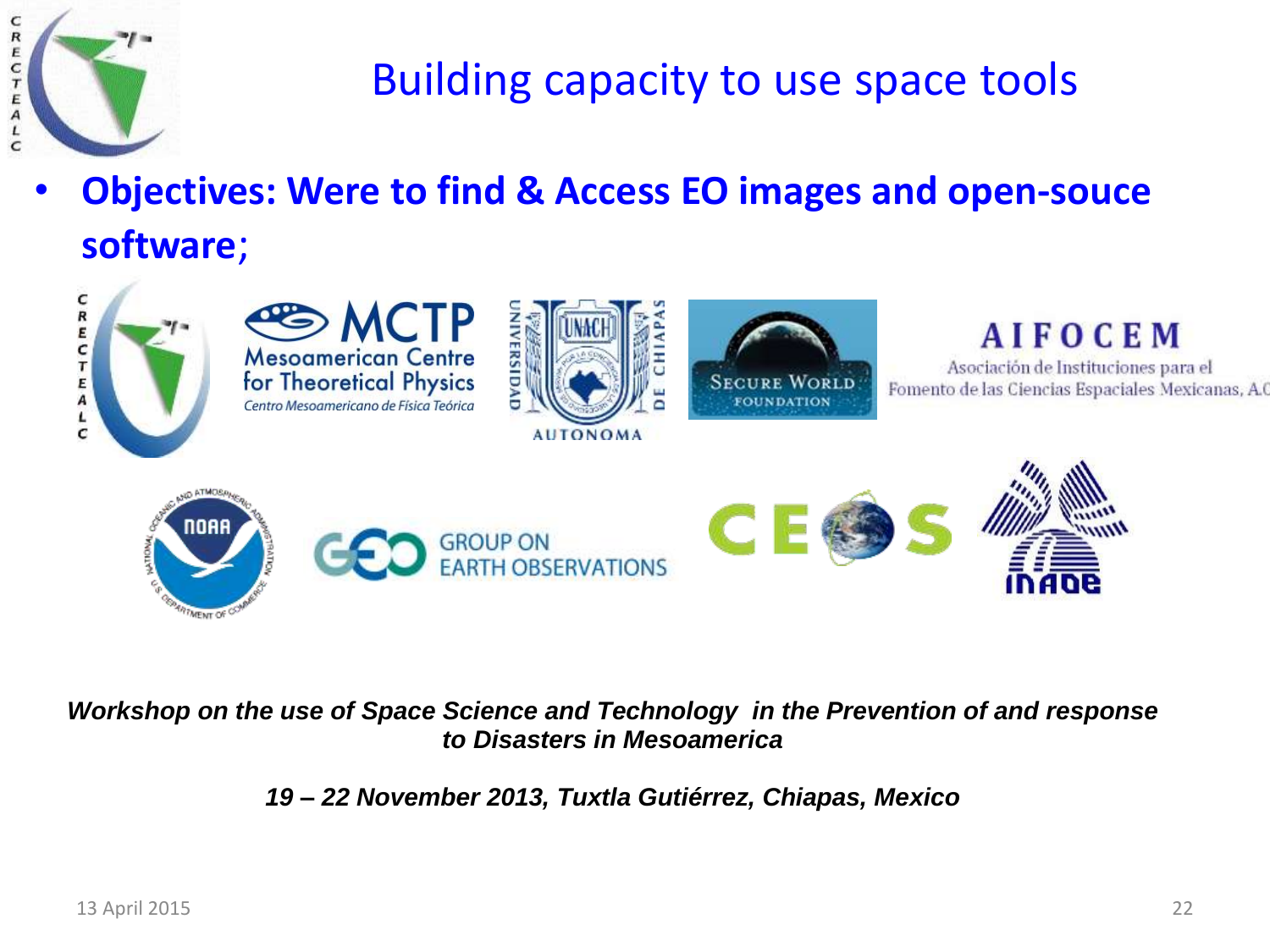# Building capacity to use space tools

- **Objectives: Were to find & Access EO images and open-souce software**;

*Workshop on the use of Space Science and Technology in the Prevention of and response to Disasters in Mesoamerica*

*19 – 22 November 2013, Tuxtla Gutiérrez, Chiapas, Mexico*

13 April 2015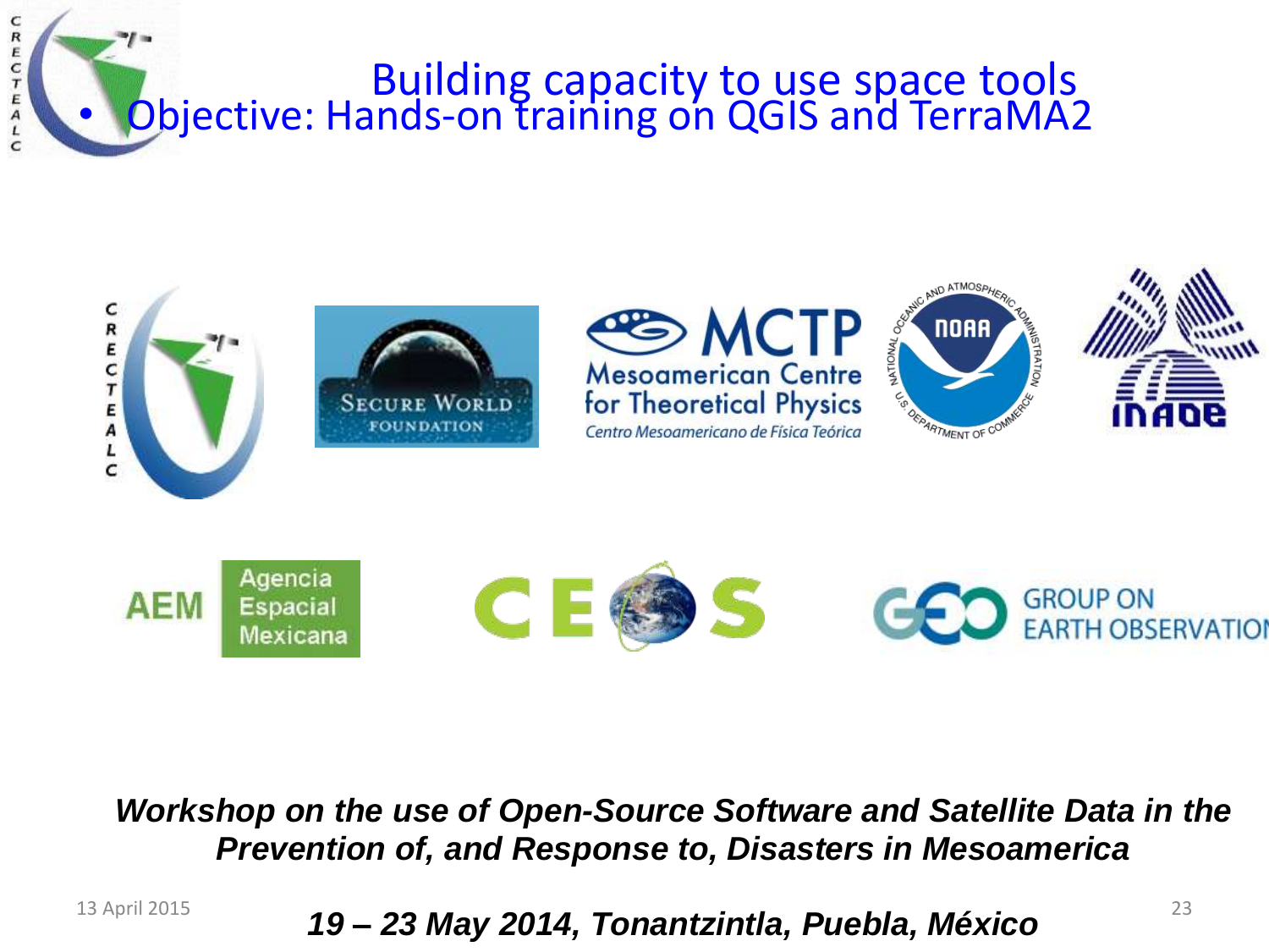# Building capacity to use space tools

- Objective: Hands-on training on QGIS and TerraMA2

***Workshop on the use of Open-Source Software and Satellite Data in the Prevention of, and Response to, Disasters in Mesoamerica***

***19 – 23 May 2014, Tonantzintla, Puebla, México***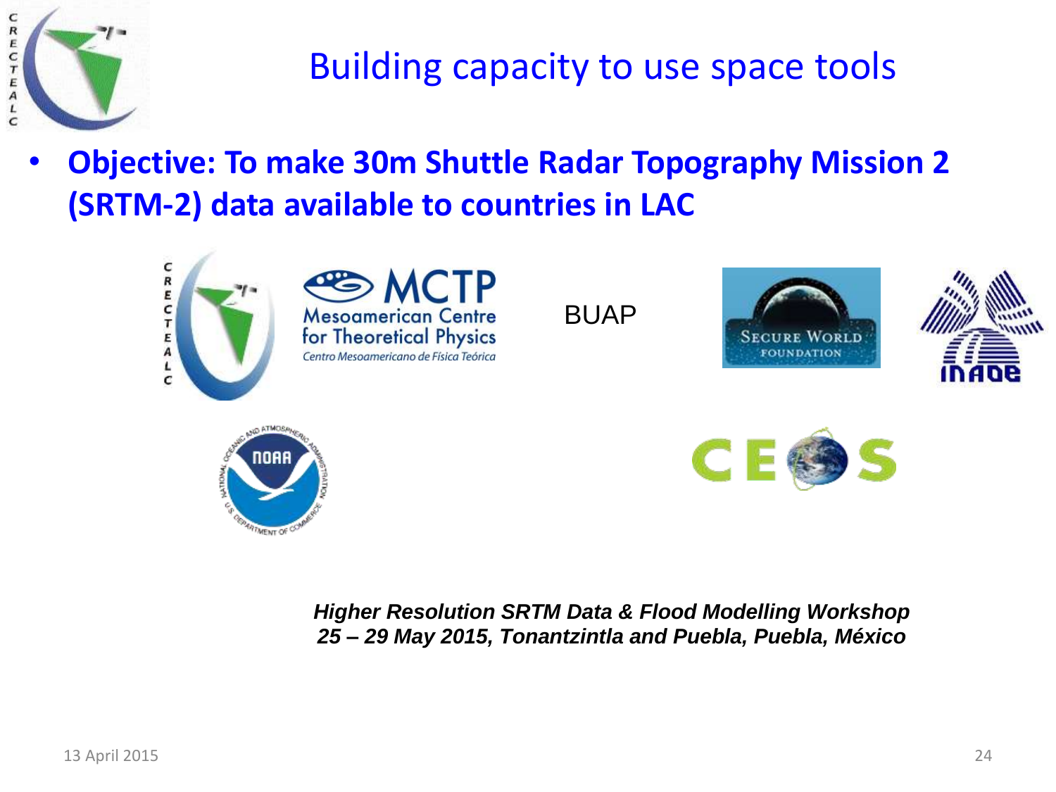# Building capacity to use space tools

- **Objective: To make 30m Shuttle Radar Topography Mission 2 (SRTM-2) data available to countries in LAC**

BUAP

***Higher Resolution SRTM Data & Flood Modelling Workshop***
***25 – 29 May 2015, Tonantzintla and Puebla, Puebla, México***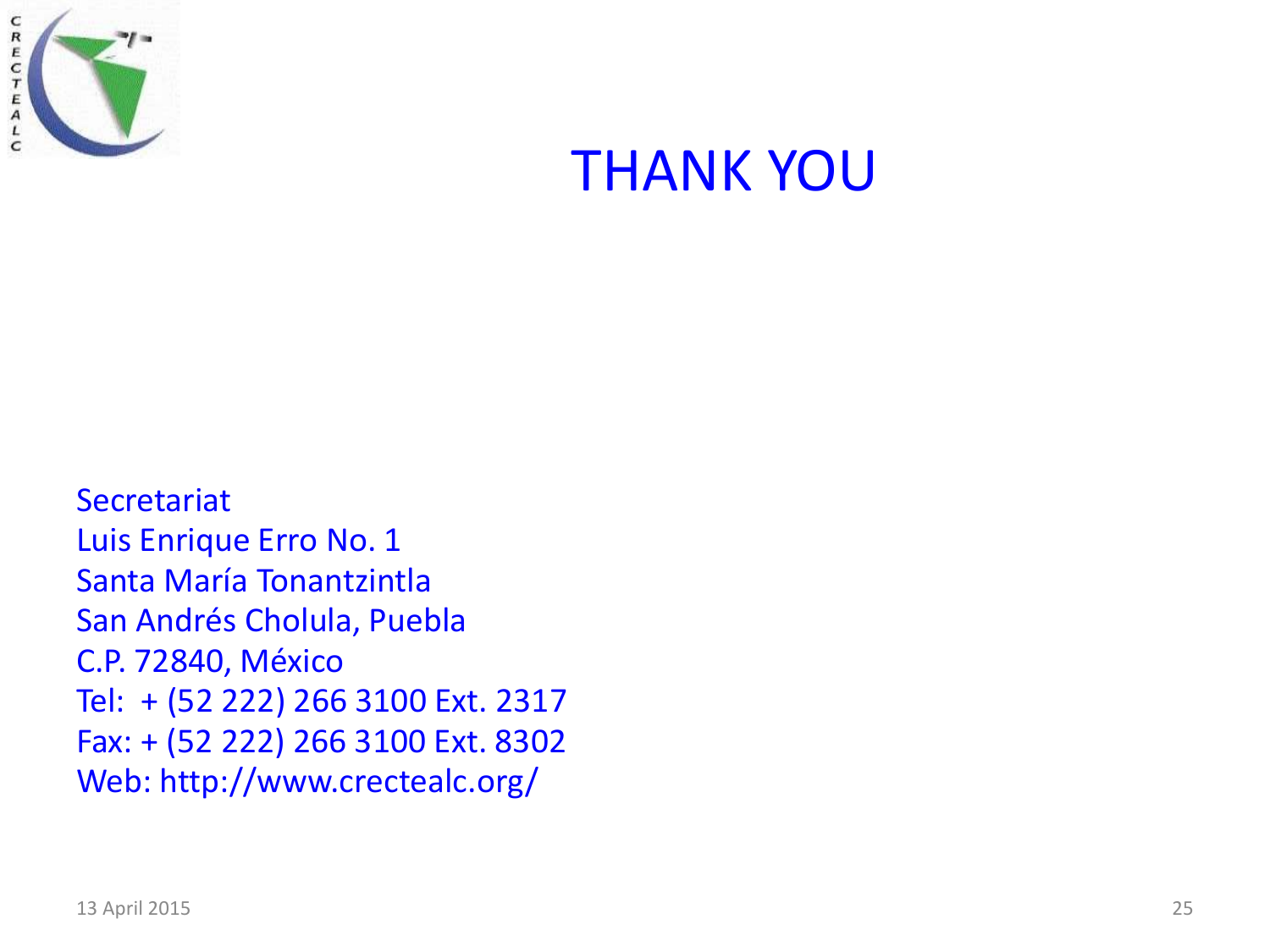# THANK YOU

Secretariat
Luis Enrique Erro No. 1
Santa María Tonantzintla
San Andrés Cholula, Puebla
C.P. 72840, México
Tel: + (52 222) 266 3100 Ext. 2317
Fax: + (52 222) 266 3100 Ext. 8302
Web: http://www.crectealc.org/